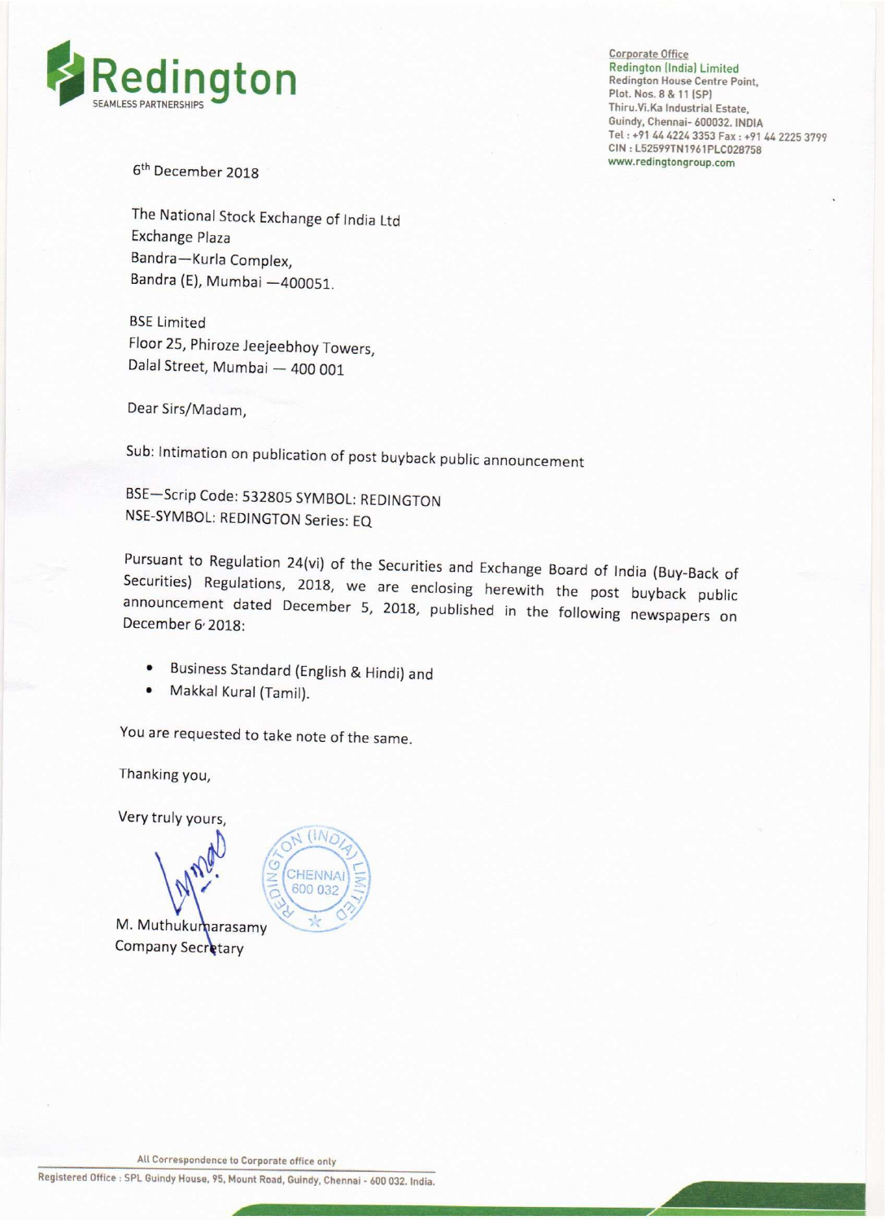**Redington**
SEAMLESS PARTNERSHIPS

Corporate Office
Redington (India) Limited
Redington House Centre Point,
Plot. Nos. 8 & 11 (SP)
Thiru.Vi.Ka Industrial Estate,
Guindy, Chennai- 600032. INDIA
Tel : +91 44 4224 3353 Fax : +91 44 2225 3799
CIN : L52599TN1961PLC028758
www.redingtongroup.com

6th December 2018

The National Stock Exchange of India Ltd
Exchange Plaza
Bandra—Kurla Complex,
Bandra (E), Mumbai —400051.

BSE Limited
Floor 25, Phiroze Jeejeebhoy Towers,
Dalal Street, Mumbai — 400 001

Dear Sirs/Madam,

Sub: Intimation on publication of post buyback public announcement

BSE—Scrip Code: 532805 SYMBOL: REDINGTON
NSE-SYMBOL: REDINGTON Series: EQ

Pursuant to Regulation 24(vi) of the Securities and Exchange Board of India (Buy-Back of Securities) Regulations, 2018, we are enclosing herewith the post buyback public announcement dated December 5, 2018, published in the following newspapers on December 6, 2018:

- Business Standard (English & Hindi) and
- Makkal Kural (Tamil).

You are requested to take note of the same.

Thanking you,

Very truly yours,

M. Muthukumarasamy
Company Secretary

All Correspondence to Corporate office only

Registered Office : SPL Guindy House, 95, Mount Road, Guindy, Chennai - 600 032. India.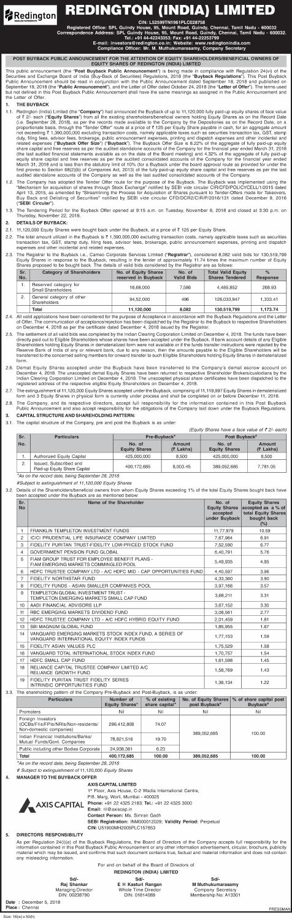# REDINGTON (INDIA) LIMITED

**CIN: L52599TN1961PLC028758**

**Registered Office: SPL Guindy House, 95, Mount Road, Guindy, Chennai, Tamil Nadu - 600032**
**Correspondence Address: SPL Guindy House, 95, Mount Road, Guindy, Chennai, Tamil Nadu - 600032.**
**Tel.: +91 44-42243353; Fax: +91 44-22253799**
**E-mail: investors@redington.co.in; Website: www.redingtonindia.com**
**Compliance Officer: Mr. M. Muthukumarasamy, Company Secretary**

## POST BUYBACK PUBLIC ANNOUNCEMENT FOR THE ATTENTION OF EQUITY SHAREHOLDERS/BENEFICIAL OWNERS OF EQUITY SHARES OF REDINGTON (INDIA) LIMITED

This public announcement (the "**Post Buyback Public Announcement**") is being made in compliance with Regulation 24(vi) of the Securities and Exchange Board of India (Buy-Back of Securities) Regulations, 2018 (the "**Buyback Regulations**"). This Post Buyback Public Announcement should be read in conjunction with the Public Announcement dated September 18, 2018 and published on September 19, 2018 (the "**Public Announcement**"), and the Letter of Offer dated October 24, 2018 (the "**Letter of Offer**"). The terms used but not defined in this Post Buyback Public Announcement shall have the same meanings as assigned in the Public Announcement and the Letter of Offer.

### 1. THE BUYBACK

1.1. Redington (India) Limited (the "**Company**") had announced the Buyback of up to 11,120,000 fully paid-up equity shares of face value of ₹ 2/- each ("**Equity Shares**") from all the existing shareholders/beneficial owners holding Equity Shares as on the Record Date (i.e. September 28, 2018), as per the records made available to the Company by the Depositories as on the Record Date, on a proportionate basis, through the "Tender Offer" route at a price of ₹ 125 per Equity Share payable in cash, for an aggregate amount not exceeding ₹ 1,390,000,000 excluding transaction costs, namely applicable taxes such as securities transaction tax, GST, stamp duty, filing fees, advisor fees, brokerage, public announcement expenses, printing and dispatch expenses and other incidental and related expenses ("**Buyback Offer Size**") ("**Buyback**"). The Buyback Offer Size is 8.22% of the aggregate of fully paid-up equity share capital and free reserves as per the audited standalone accounts of the Company for the financial year ended March 31, 2018 (the last audited financial statements available as on the date of the Board meeting) and 4.32% of the aggregate of fully paid-up equity share capital and free reserves as per the audited consolidated accounts of the Company for the financial year ended March 31, 2018 and is less than the statutory limit of 10% (for a Buyback under the board approval route as provided for under the first proviso to Section 68(2)(b) of Companies Act, 2013) of the fully paid-up equity share capital and free reserves as per the last audited standalone accounts of the Company as well as the last audited consolidated accounts of the Company.

1.2. The Company has adopted the Tender Offer route for the purpose of the Buyback. The Buyback was implemented using the "Mechanism for acquisition of shares through Stock Exchange" notified by SEBI vide circular CIR/CFD/POLICYCELL/1/2015 dated April 13, 2015, as amended by "Streamlining the Process for Acquisition of Shares pursuant to Tender-Offers made for Takeovers, Buy Back and Delisting of Securities" notified by SEBI vide circular CFD/DCR2/CIR/P/2016/131 dated December 9, 2016 ("**SEBI Circular**").

1.3. The Tendering Period for the Buyback Offer opened at 9:15 a.m. on Tuesday, November 6, 2018 and closed at 3:30 p.m. on Thursday, November 22, 2018.

### 2. DETAILS OF BUYBACK:

2.1. 11,120,000 Equity Shares were bought back under the Buyback, at a price of ₹ 125 per Equity Share.

2.2. The total amount utilized in the Buyback is ₹ 1,390,000,000 excluding transaction costs, namely applicable taxes such as securities transaction tax, GST, stamp duty, filing fees, advisor fees, brokerage, public announcement expenses, printing and dispatch expenses and other incidental and related expenses.

2.3. The Registrar to the Buyback i.e., Cameo Corporate Services Limited ("**Registrar**"), considered 8,082 valid bids for 130,519,799 Equity Shares in response to the Buyback, resulting in the tender of approximately 11.74 times the maximum number of Equity Shares proposed to be bought back. The details of valid bids considered by the Registrar are as follows:

| Sr. No. | Category of Shareholders | No. of Equity Shares reserved in Buyback | No. of Valid Bids | Total Valid Equity Shares Tendered | % Response |
|---|---|---|---|---|---|
| 1. | Reserved category for Small Shareholders | 16,68,000 | 7,586 | 4,485,852 | 268.93 |
| 2. | General category of other Shareholders | 94,52,000 | 496 | 126,033,947 | 1,333.41 |
| | Total | 11,120,000 | 8,082 | 130,519,799 | 1,173.74 |

2.4. All valid applications have been considered for the purpose of Acceptance in accordance with the Buyback Regulations and the Letter of Offer. The communication of acceptance/rejection has been dispatched by the Registrar to the Buyback to the respective Shareholders on December 4, 2018 as per the certificate dated December 4, 2018 issued by the Registrar.

2.5. The settlement of all valid bids was completed by the Indian Clearing Corporation Limited on December 4, 2018. The funds have been directly paid out to Eligible Shareholders whose shares have been accepted under the Buyback. If bank account details of any Eligible Shareholders holding Equity Shares in dematerialized form were not available or if the funds transfer instructions were rejected by the Reserve Bank of India or any relevant bank, due to any reason, then the amounts payable to the Eligible Shareholders will be transferred to the concerned selling members for onward transfer to such Eligible Shareholders holding Equity Shares in dematerialized form.

2.6. Demat Equity Shares accepted under the Buyback have been transferred to the Company's demat escrow account on December 4, 2018. The unaccepted demat Equity Shares have been returned to respective Shareholder Brokers/custodians by the Indian Clearing Corporation Limited on December 4, 2018. The unaccepted physical share certificates have been dispatched to the registered address of the respective eligible Equity Shareholders on December 4, 2018.

2.7. The extinguishment of 11,120,000 Equity Shares accepted under the Buyback, comprising of 11,119,997 Equity Shares in dematerialized form and 3 Equity Shares in physical form is currently under process and shall be completed on or before December 11, 2018.

2.8. The Company, and its respective directors, accept full responsibility for the information contained in this Post Buyback Public Announcement and also accept responsibility for the obligations of the Company laid down under the Buyback Regulations.

### 3. CAPITAL STRUCTURE AND SHAREHOLDING PATTERN:

3.1. The capital structure of the Company, pre and post the Buyback is as under:

*(Equity Shares have a face value of ₹ 2/- each)*

| Sr. No. | Particulars | Pre-Buyback* | | Post Buyback# | |
|---|---|---|---|---|---|
| | | No. of Equity Shares | Amount (₹ Lakhs) | No. of Equity Shares | Amount (₹ Lakhs) |
| 1. | Authorized Equity Capital | 425,000,000 | 8,500 | 425,000,000 | 8,500 |
| 2. | Issued, Subscribed and Paid-up Equity Share Capital | 400,172,685 | 8,003.45 | 389,052,685 | 7,781.05 |

*As on the record date, being September 28, 2018

#Subject to extinguishment of 11,120,000 Equity Shares

3.2. Details of the Shareholders/beneficial owners from whom Equity Shares exceeding 1% of the total Equity Shares bought back have been accepted under the Buyback are as mentioned below:

| Sr. No | Name of the Shareholder | No. of Equity Shares accepted under Buyback | Equity Shares accepted as a % of total Equity Shares bought back (%) |
|---|---|---|---|
| 1 | FRANKLIN TEMPLETON INVESTMENT FUNDS | 11,77,979 | 10.59 |
| 2 | ICICI PRUDENTIAL LIFE INSURANCE COMPANY LIMITED | 7,67,964 | 6.91 |
| 3 | FIDELITY PURITAN TRUST-FIDELITY LOW-PRICED STOCK FUND | 7,52,590 | 6.77 |
| 4 | GOVERNMENT PENSION FUND GLOBAL | 6,40,791 | 5.76 |
| 5 | FIAM GROUP TRUST FOR EMPLOYEE BENEFIT PLANS - FIAM EMERGING MARKETS COMMINGLED POOL | 5,49,935 | 4.95 |
| 6 | HDFC TRUSTEE COMPANY LTD - A/C HDFC MID - CAP OPPORTUNITIES FUND | 4,40,597 | 3.96 |
| 7 | FIDELITY NORTHSTAR FUND | 4,33,360 | 3.90 |
| 8 | FIDELITY FUNDS - ASIAN SMALLER COMPANIES POOL | 3,97,166 | 3.57 |
| 9 | TEMPLETON GLOBAL INVESTMENT TRUST - TEMPLETON EMERGING MARKETS SMALL CAP FUND | 3,68,211 | 3.31 |
| 10 | AADI FINANCIAL ADVISORS LLP | 3,67,152 | 3.30 |
| 11 | RBC EMERGING MARKETS DIVIDEND FUND | 3,08,561 | 2.77 |
| 12 | HDFC TRUSTEE COMPANY LTD - A/C HDFC HYBRID EQUITY FUND | 2,01,459 | 1.81 |
| 13 | SBI MAGNUM GLOBAL FUND | 1,85,955 | 1.67 |
| 14 | VANGUARD EMERGING MARKETS STOCK INDEX FUND, A SERIES OF VANGUARD INTERNATIONAL EQUITY INDEX FUNDS | 1,77,153 | 1.59 |
| 15 | FIDELITY ASIAN VALUES PLC | 1,75,529 | 1.58 |
| 16 | VANGUARD TOTAL INTERNATIONAL STOCK INDEX FUND | 1,70,757 | 1.54 |
| 17 | HDFC SMALL CAP FUND | 1,61,598 | 1.45 |
| 18 | RELIANCE CAPITAL TRUSTEE COMPANY LIMITED A/C RELIANCE GROWTH FUND | 1,58,769 | 1.43 |
| 19 | FIDELITY PURITAN TRUST FIDELITY SERIES INTRINSIC OPPORTUNITIES FUND | 1,36,134 | 1.22 |

3.3. The shareholding pattern of the Company Pre-Buyback and Post-Buyback, is as under:

| Particulars | Number of Equity Shares* | % of existing share capital* | No. of Equity Shares post Buyback# | % of share capital post Buyback# |
|---|---|---|---|---|
| Promoters | Nil | Nil | Nil | Nil |
| Foreign Investors (OCBs/FIIs/FPIs/NRIs/Non-residents/ Non-domestic companies) | 296,412,808 | 74.07 | 389,052,685 | 100.00 |
| Indian Financial Institutions/Banks/ Mutual Funds/Govt. Companies | 78,821,516 | 19.70 | | |
| Public including other Bodies Corporate | 24,938,361 | 6.23 | | |
| Total | 400,172,685 | 100.00 | 389,052,685 | 100.00 |

*As on the record date, being September 28, 2018

# Subject to extinguishment of 11,120,000 Equity Shares

### 4. MANAGER TO THE BUYBACK OFFER

**AXIS CAPITAL LIMITED**
1st Floor, Axis House, C-2 Wadia International Centre,
P.B. Marg, Worli, Mumbai - 400025
**Phone:** +91 22 4325 2183; **Tel.:** +91 22 4325 3000
**Email:** ril@axiscap.in
**Contact Person:** Ms. Simran Gadh
**SEBI Registration:** INM000012029; **Validity Period:** Perpetual
**CIN:** U51900MH2005PLC157853

### 5. DIRECTORS RESPONSIBILITY

As per Regulation 24(i)(a) of the Buyback Regulations, the Board of Directors of the Company accepts full responsibility for the information contained in this Post Buyback Public Announcement or any other information advertisement, circular, brochure, publicity material which may be issued, and confirms that such document contains true, factual and material information and does not contain any misleading information.

For and on behalf of the Board of Directors of
**REDINGTON (INDIA) LIMITED**

| Sd/- | Sd/- | Sd/- |
|---|---|---|
| **Raj Shankar** | **E H Kasturi Rangan** | **M Muthukumarasamy** |
| Managing Director | Whole Time Director | Company Secretary |
| DIN: 00238790 | DIN: 01814089 | Membership No: A13301 |

**Date :** December 5, 2018
**Place :** Chennai